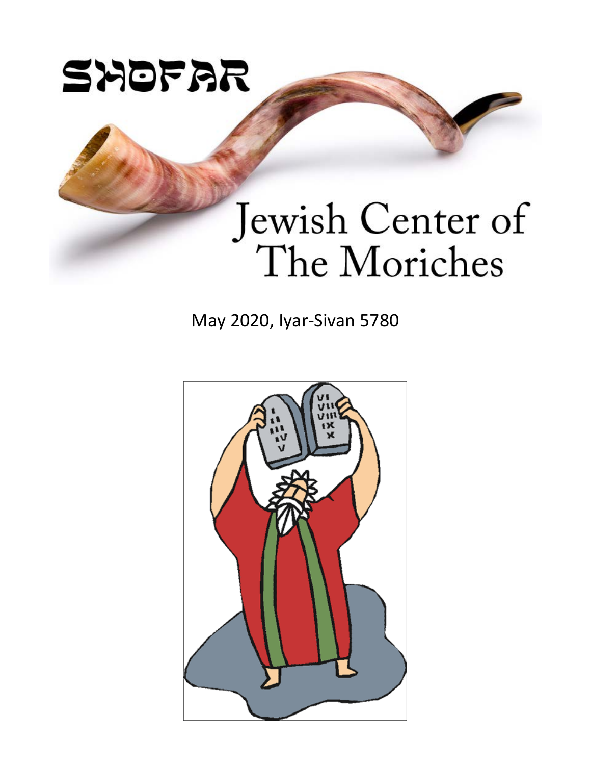# SHOFAR

# Jewish Center of The Moriches

May 2020, Iyar-Sivan 5780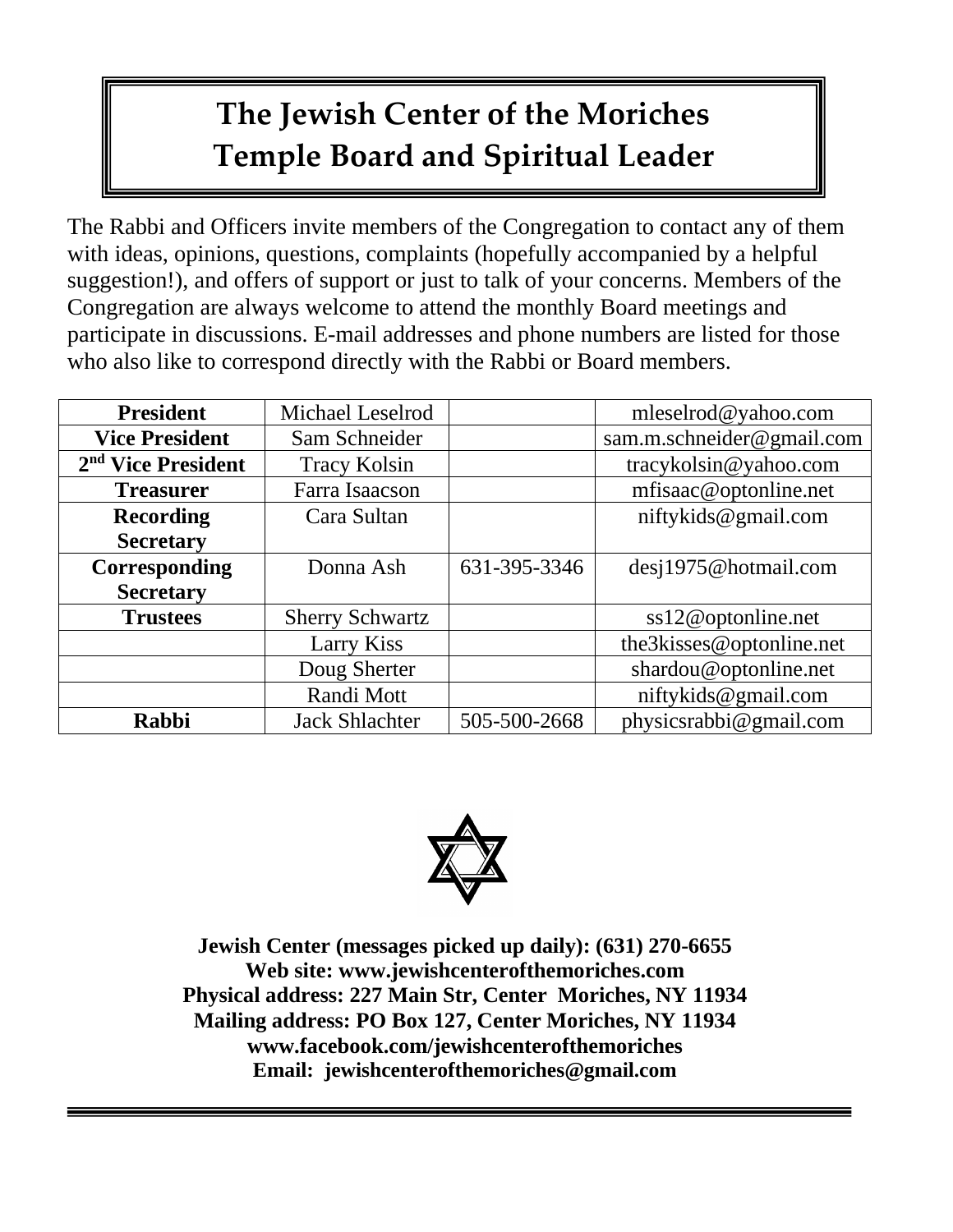# The Jewish Center of the Moriches
# Temple Board and Spiritual Leader

The Rabbi and Officers invite members of the Congregation to contact any of them with ideas, opinions, questions, complaints (hopefully accompanied by a helpful suggestion!), and offers of support or just to talk of your concerns. Members of the Congregation are always welcome to attend the monthly Board meetings and participate in discussions. E-mail addresses and phone numbers are listed for those who also like to correspond directly with the Rabbi or Board members.

| **President** | Michael Leselrod | | mleselrod@yahoo.com |
|---|---|---|---|
| **Vice President** | Sam Schneider | | sam.m.schneider@gmail.com |
| **2nd Vice President** | Tracy Kolsin | | tracykolsin@yahoo.com |
| **Treasurer** | Farra Isaacson | | mfisaac@optonline.net |
| **Recording Secretary** | Cara Sultan | | niftykids@gmail.com |
| **Corresponding Secretary** | Donna Ash | 631-395-3346 | desj1975@hotmail.com |
| **Trustees** | Sherry Schwartz | | ss12@optonline.net |
| | Larry Kiss | | the3kisses@optonline.net |
| | Doug Sherter | | shardou@optonline.net |
| | Randi Mott | | niftykids@gmail.com |
| **Rabbi** | Jack Shlachter | 505-500-2668 | physicsrabbi@gmail.com |

**Jewish Center (messages picked up daily): (631) 270-6655**
**Web site: www.jewishcenterofthemoriches.com**
**Physical address: 227 Main Str, Center Moriches, NY 11934**
**Mailing address: PO Box 127, Center Moriches, NY 11934**
**www.facebook.com/jewishcenterofthemoriches**
**Email: jewishcenterofthemoriches@gmail.com**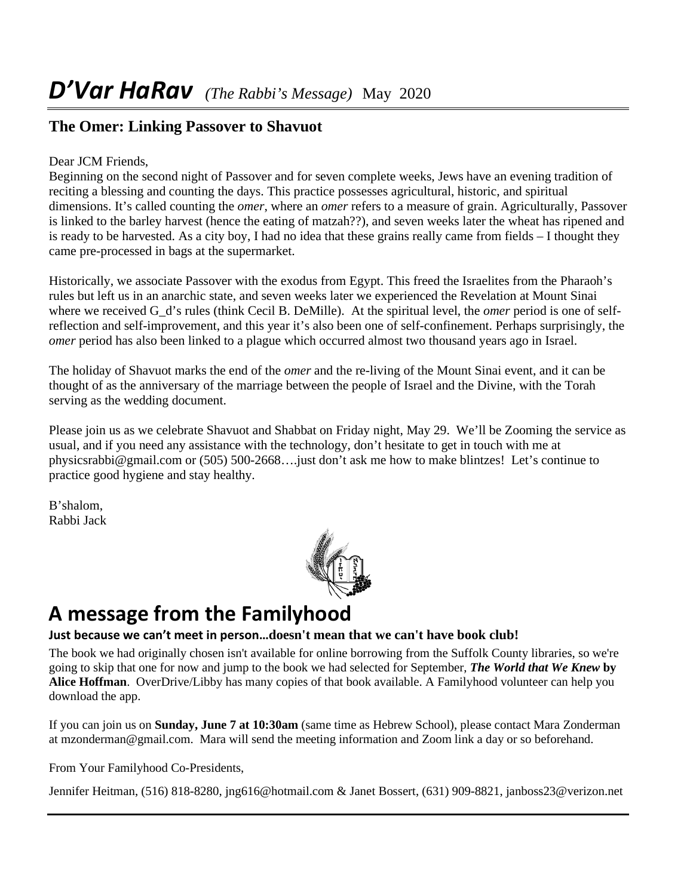# *D'Var HaRav* *(The Rabbi's Message)* May 2020

## The Omer: Linking Passover to Shavuot

Dear JCM Friends,

Beginning on the second night of Passover and for seven complete weeks, Jews have an evening tradition of reciting a blessing and counting the days. This practice possesses agricultural, historic, and spiritual dimensions. It's called counting the *omer*, where an *omer* refers to a measure of grain. Agriculturally, Passover is linked to the barley harvest (hence the eating of matzah??), and seven weeks later the wheat has ripened and is ready to be harvested. As a city boy, I had no idea that these grains really came from fields – I thought they came pre-processed in bags at the supermarket.

Historically, we associate Passover with the exodus from Egypt. This freed the Israelites from the Pharaoh's rules but left us in an anarchic state, and seven weeks later we experienced the Revelation at Mount Sinai where we received G_d's rules (think Cecil B. DeMille). At the spiritual level, the *omer* period is one of self-reflection and self-improvement, and this year it's also been one of self-confinement. Perhaps surprisingly, the *omer* period has also been linked to a plague which occurred almost two thousand years ago in Israel.

The holiday of Shavuot marks the end of the *omer* and the re-living of the Mount Sinai event, and it can be thought of as the anniversary of the marriage between the people of Israel and the Divine, with the Torah serving as the wedding document.

Please join us as we celebrate Shavuot and Shabbat on Friday night, May 29. We'll be Zooming the service as usual, and if you need any assistance with the technology, don't hesitate to get in touch with me at physicsrabbi@gmail.com or (505) 500-2668….just don't ask me how to make blintzes! Let's continue to practice good hygiene and stay healthy.

B'shalom,
Rabbi Jack

# A message from the Familyhood

### Just because we can't meet in person…doesn't mean that we can't have book club!

The book we had originally chosen isn't available for online borrowing from the Suffolk County libraries, so we're going to skip that one for now and jump to the book we had selected for September, ***The World that We Knew* by Alice Hoffman**. OverDrive/Libby has many copies of that book available. A Familyhood volunteer can help you download the app.

If you can join us on **Sunday, June 7 at 10:30am** (same time as Hebrew School), please contact Mara Zonderman at mzonderman@gmail.com. Mara will send the meeting information and Zoom link a day or so beforehand.

From Your Familyhood Co-Presidents,

Jennifer Heitman, (516) 818-8280, jng616@hotmail.com & Janet Bossert, (631) 909-8821, janboss23@verizon.net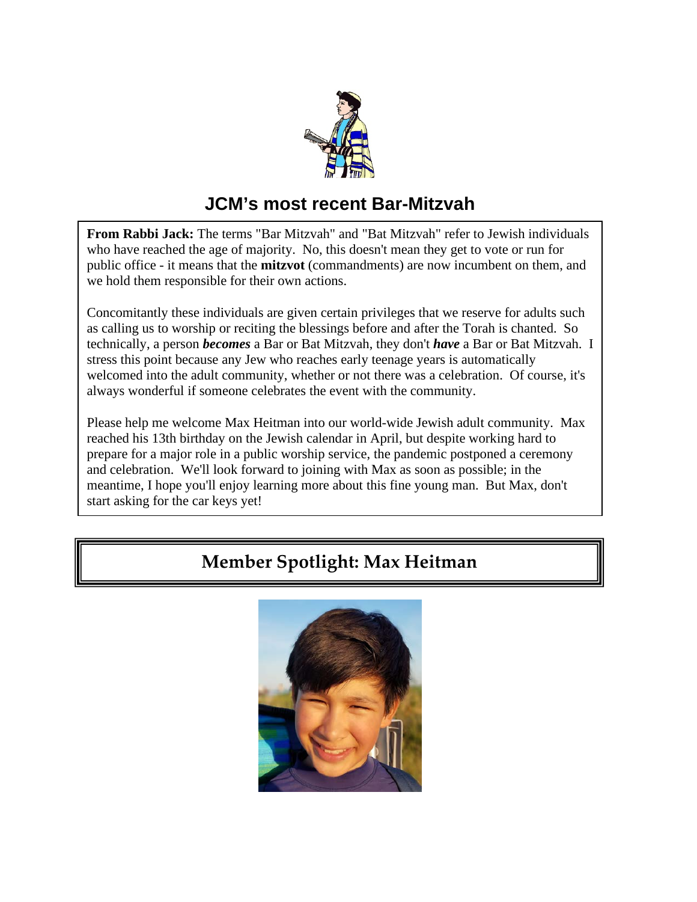## JCM's most recent Bar-Mitzvah

**From Rabbi Jack:** The terms "Bar Mitzvah" and "Bat Mitzvah" refer to Jewish individuals who have reached the age of majority. No, this doesn't mean they get to vote or run for public office - it means that the **mitzvot** (commandments) are now incumbent on them, and we hold them responsible for their own actions.

Concomitantly these individuals are given certain privileges that we reserve for adults such as calling us to worship or reciting the blessings before and after the Torah is chanted. So technically, a person ***becomes*** a Bar or Bat Mitzvah, they don't ***have*** a Bar or Bat Mitzvah. I stress this point because any Jew who reaches early teenage years is automatically welcomed into the adult community, whether or not there was a celebration. Of course, it's always wonderful if someone celebrates the event with the community.

Please help me welcome Max Heitman into our world-wide Jewish adult community. Max reached his 13th birthday on the Jewish calendar in April, but despite working hard to prepare for a major role in a public worship service, the pandemic postponed a ceremony and celebration. We'll look forward to joining with Max as soon as possible; in the meantime, I hope you'll enjoy learning more about this fine young man. But Max, don't start asking for the car keys yet!

## Member Spotlight: Max Heitman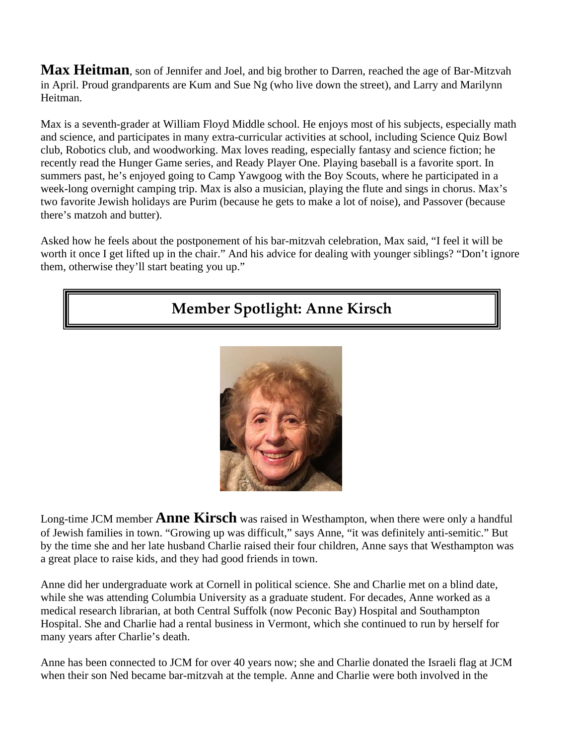**Max Heitman**, son of Jennifer and Joel, and big brother to Darren, reached the age of Bar-Mitzvah in April. Proud grandparents are Kum and Sue Ng (who live down the street), and Larry and Marilynn Heitman.

Max is a seventh-grader at William Floyd Middle school. He enjoys most of his subjects, especially math and science, and participates in many extra-curricular activities at school, including Science Quiz Bowl club, Robotics club, and woodworking. Max loves reading, especially fantasy and science fiction; he recently read the Hunger Game series, and Ready Player One. Playing baseball is a favorite sport. In summers past, he's enjoyed going to Camp Yawgoog with the Boy Scouts, where he participated in a week-long overnight camping trip. Max is also a musician, playing the flute and sings in chorus. Max's two favorite Jewish holidays are Purim (because he gets to make a lot of noise), and Passover (because there's matzoh and butter).

Asked how he feels about the postponement of his bar-mitzvah celebration, Max said, "I feel it will be worth it once I get lifted up in the chair." And his advice for dealing with younger siblings? "Don't ignore them, otherwise they'll start beating you up."

## Member Spotlight: Anne Kirsch

Long-time JCM member **Anne Kirsch** was raised in Westhampton, when there were only a handful of Jewish families in town. "Growing up was difficult," says Anne, "it was definitely anti-semitic." But by the time she and her late husband Charlie raised their four children, Anne says that Westhampton was a great place to raise kids, and they had good friends in town.

Anne did her undergraduate work at Cornell in political science. She and Charlie met on a blind date, while she was attending Columbia University as a graduate student. For decades, Anne worked as a medical research librarian, at both Central Suffolk (now Peconic Bay) Hospital and Southampton Hospital. She and Charlie had a rental business in Vermont, which she continued to run by herself for many years after Charlie's death.

Anne has been connected to JCM for over 40 years now; she and Charlie donated the Israeli flag at JCM when their son Ned became bar-mitzvah at the temple. Anne and Charlie were both involved in the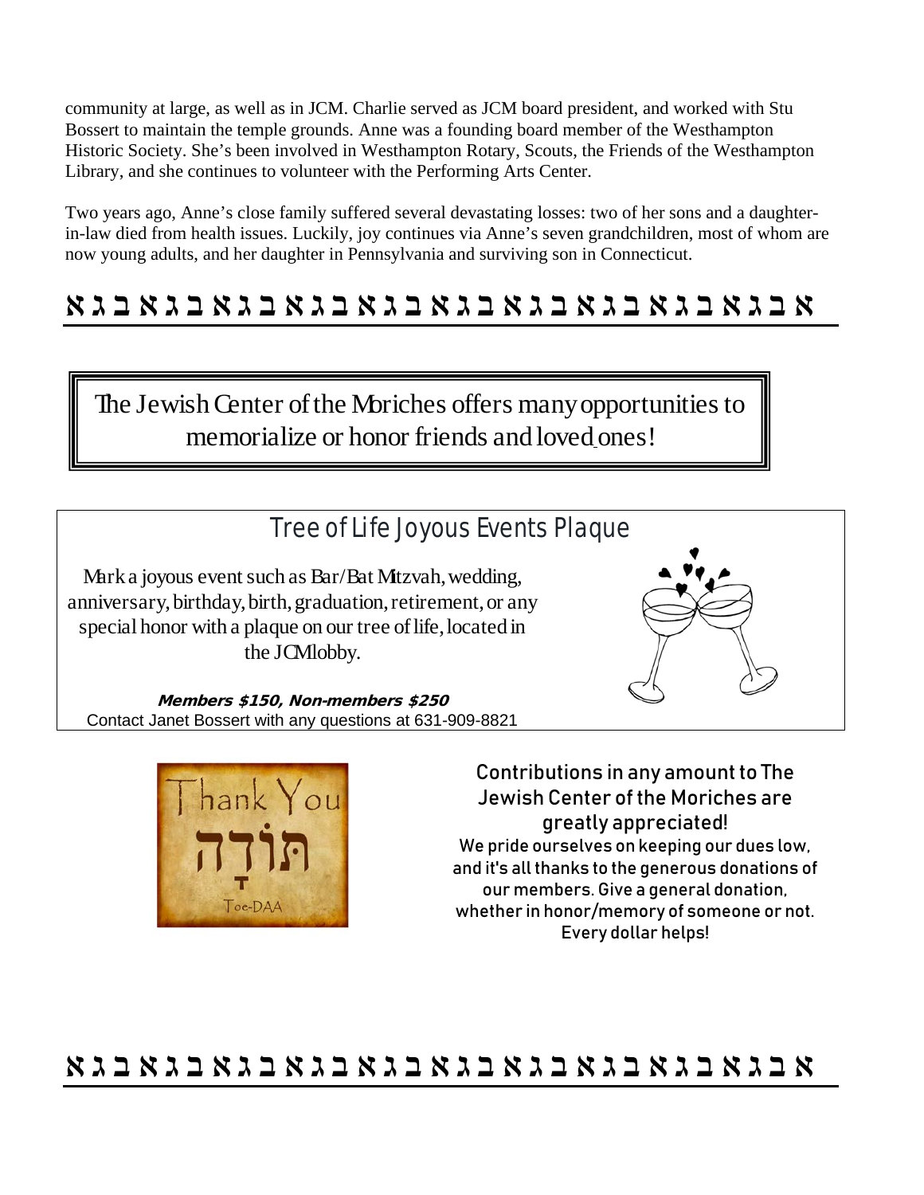community at large, as well as in JCM. Charlie served as JCM board president, and worked with Stu Bossert to maintain the temple grounds. Anne was a founding board member of the Westhampton Historic Society. She's been involved in Westhampton Rotary, Scouts, the Friends of the Westhampton Library, and she continues to volunteer with the Performing Arts Center.

Two years ago, Anne's close family suffered several devastating losses: two of her sons and a daughter-in-law died from health issues. Luckily, joy continues via Anne's seven grandchildren, most of whom are now young adults, and her daughter in Pennsylvania and surviving son in Connecticut.

א ב ג א ב ג א ב ג א ב ג א ב ג א ב ג א ב ג א ב ג א ב ג א ב ג א ב ג א ב ג

---

The Jewish Center of the Moriches offers many opportunities to memorialize or honor friends and loved ones!

## Tree of Life Joyous Events Plaque

Mark a joyous event such as Bar/Bat Mitzvah, wedding, anniversary, birthday, birth, graduation, retirement, or any special honor with a plaque on our tree of life, located in the JCM lobby.

***Members $150, Non-members $250***

Contact Janet Bossert with any questions at 631-909-8821

Thank You
תּוֹדָה
Toe-DAA

**Contributions in any amount to The Jewish Center of the Moriches are greatly appreciated!**

We pride ourselves on keeping our dues low, and it's all thanks to the generous donations of our members. Give a general donation, whether in honor/memory of someone or not. Every dollar helps!

א ב ג א ב ג א ב ג א ב ג א ב ג א ב ג א ב ג א ב ג א ב ג א ב ג א ב ג א ב ג

---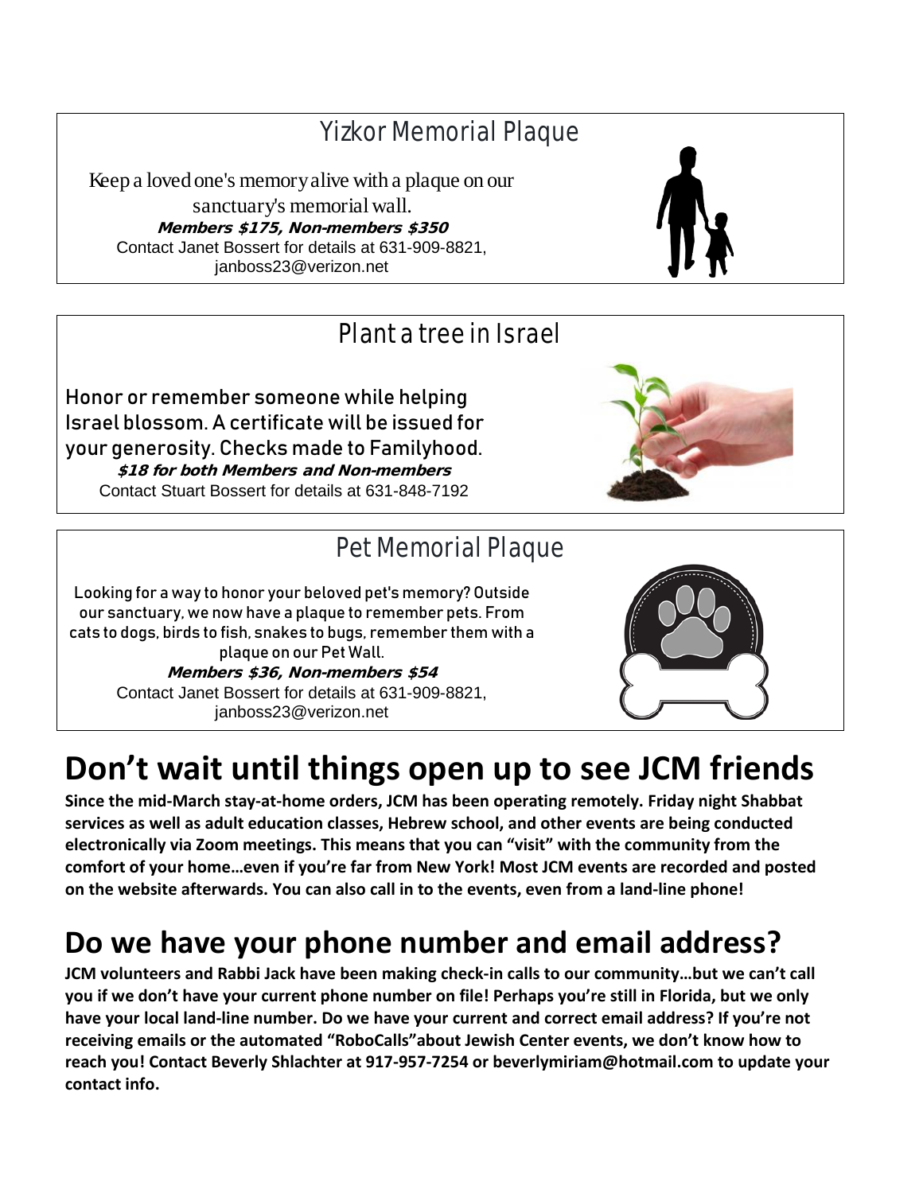## Yizkor Memorial Plaque

Keep a loved one's memory alive with a plaque on our sanctuary's memorial wall.

**Members $175, Non-members $350**

Contact Janet Bossert for details at 631-909-8821, janboss23@verizon.net

## Plant a tree in Israel

Honor or remember someone while helping Israel blossom. A certificate will be issued for your generosity. Checks made to Familyhood.

**$18 for both Members and Non-members**

Contact Stuart Bossert for details at 631-848-7192

## Pet Memorial Plaque

Looking for a way to honor your beloved pet's memory? Outside our sanctuary, we now have a plaque to remember pets. From cats to dogs, birds to fish, snakes to bugs, remember them with a plaque on our Pet Wall.

**Members $36, Non-members $54**

Contact Janet Bossert for details at 631-909-8821, janboss23@verizon.net

# Don't wait until things open up to see JCM friends

**Since the mid-March stay-at-home orders, JCM has been operating remotely. Friday night Shabbat services as well as adult education classes, Hebrew school, and other events are being conducted electronically via Zoom meetings. This means that you can "visit" with the community from the comfort of your home…even if you're far from New York! Most JCM events are recorded and posted on the website afterwards. You can also call in to the events, even from a land-line phone!**

# Do we have your phone number and email address?

**JCM volunteers and Rabbi Jack have been making check-in calls to our community…but we can't call you if we don't have your current phone number on file! Perhaps you're still in Florida, but we only have your local land-line number. Do we have your current and correct email address? If you're not receiving emails or the automated "RoboCalls"about Jewish Center events, we don't know how to reach you! Contact Beverly Shlachter at 917-957-7254 or beverlymiriam@hotmail.com to update your contact info.**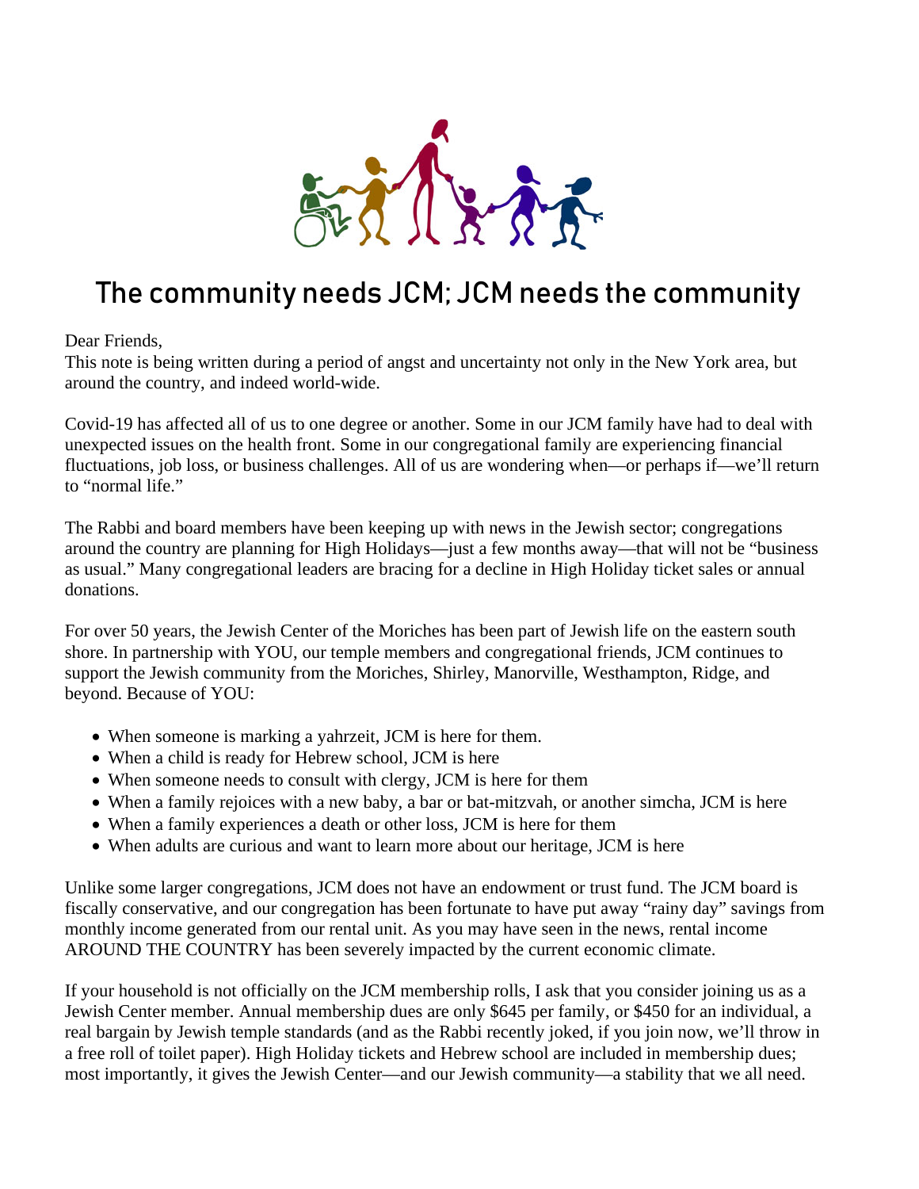# The community needs JCM; JCM needs the community

Dear Friends,
This note is being written during a period of angst and uncertainty not only in the New York area, but around the country, and indeed world-wide.

Covid-19 has affected all of us to one degree or another. Some in our JCM family have had to deal with unexpected issues on the health front. Some in our congregational family are experiencing financial fluctuations, job loss, or business challenges. All of us are wondering when—or perhaps if—we'll return to "normal life."

The Rabbi and board members have been keeping up with news in the Jewish sector; congregations around the country are planning for High Holidays—just a few months away—that will not be "business as usual." Many congregational leaders are bracing for a decline in High Holiday ticket sales or annual donations.

For over 50 years, the Jewish Center of the Moriches has been part of Jewish life on the eastern south shore. In partnership with YOU, our temple members and congregational friends, JCM continues to support the Jewish community from the Moriches, Shirley, Manorville, Westhampton, Ridge, and beyond. Because of YOU:

- When someone is marking a yahrzeit, JCM is here for them.
- When a child is ready for Hebrew school, JCM is here
- When someone needs to consult with clergy, JCM is here for them
- When a family rejoices with a new baby, a bar or bat-mitzvah, or another simcha, JCM is here
- When a family experiences a death or other loss, JCM is here for them
- When adults are curious and want to learn more about our heritage, JCM is here

Unlike some larger congregations, JCM does not have an endowment or trust fund. The JCM board is fiscally conservative, and our congregation has been fortunate to have put away "rainy day" savings from monthly income generated from our rental unit. As you may have seen in the news, rental income AROUND THE COUNTRY has been severely impacted by the current economic climate.

If your household is not officially on the JCM membership rolls, I ask that you consider joining us as a Jewish Center member. Annual membership dues are only $645 per family, or $450 for an individual, a real bargain by Jewish temple standards (and as the Rabbi recently joked, if you join now, we'll throw in a free roll of toilet paper). High Holiday tickets and Hebrew school are included in membership dues; most importantly, it gives the Jewish Center—and our Jewish community—a stability that we all need.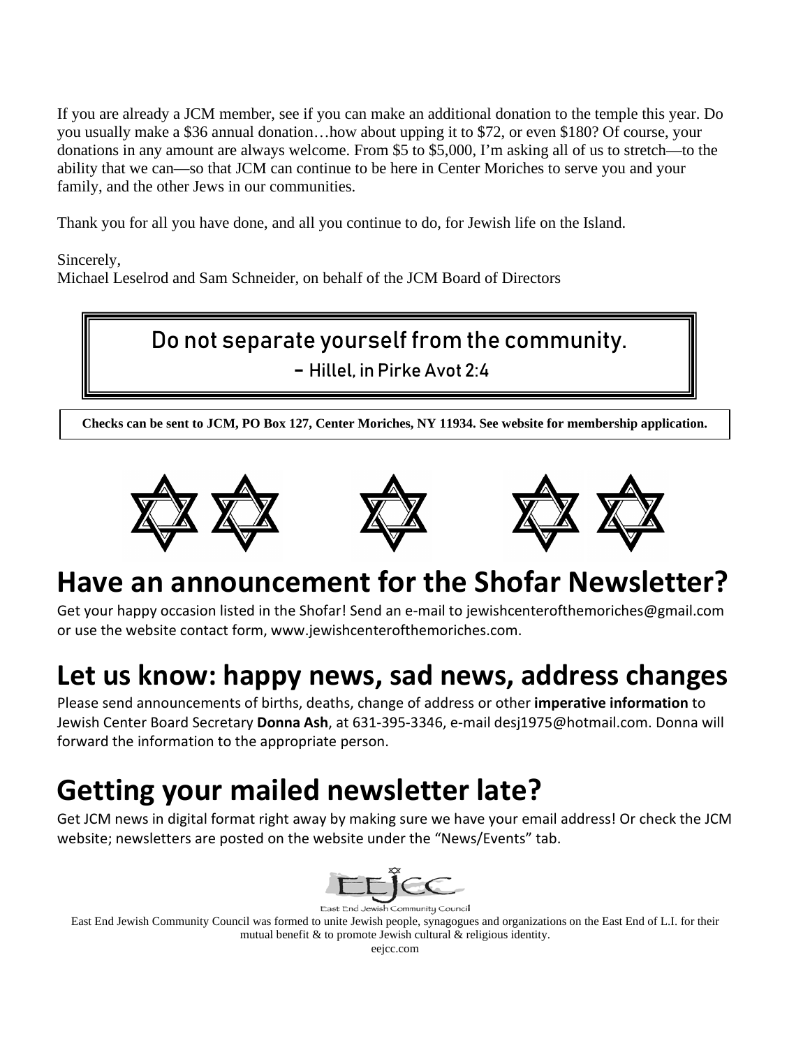If you are already a JCM member, see if you can make an additional donation to the temple this year. Do you usually make a $36 annual donation…how about upping it to $72, or even $180? Of course, your donations in any amount are always welcome. From $5 to $5,000, I'm asking all of us to stretch—to the ability that we can—so that JCM can continue to be here in Center Moriches to serve you and your family, and the other Jews in our communities.

Thank you for all you have done, and all you continue to do, for Jewish life on the Island.

Sincerely,
Michael Leselrod and Sam Schneider, on behalf of the JCM Board of Directors

> Do not separate yourself from the community.
>
> – Hillel, in Pirke Avot 2:4

**Checks can be sent to JCM, PO Box 127, Center Moriches, NY 11934. See website for membership application.**

# Have an announcement for the Shofar Newsletter?

Get your happy occasion listed in the Shofar! Send an e-mail to jewishcenterofthemoriches@gmail.com or use the website contact form, www.jewishcenterofthemoriches.com.

# Let us know: happy news, sad news, address changes

Please send announcements of births, deaths, change of address or other **imperative information** to Jewish Center Board Secretary **Donna Ash**, at 631-395-3346, e-mail desj1975@hotmail.com. Donna will forward the information to the appropriate person.

# Getting your mailed newsletter late?

Get JCM news in digital format right away by making sure we have your email address! Or check the JCM website; newsletters are posted on the website under the "News/Events" tab.

EEJCC
East End Jewish Community Council

East End Jewish Community Council was formed to unite Jewish people, synagogues and organizations on the East End of L.I. for their mutual benefit & to promote Jewish cultural & religious identity.
eejcc.com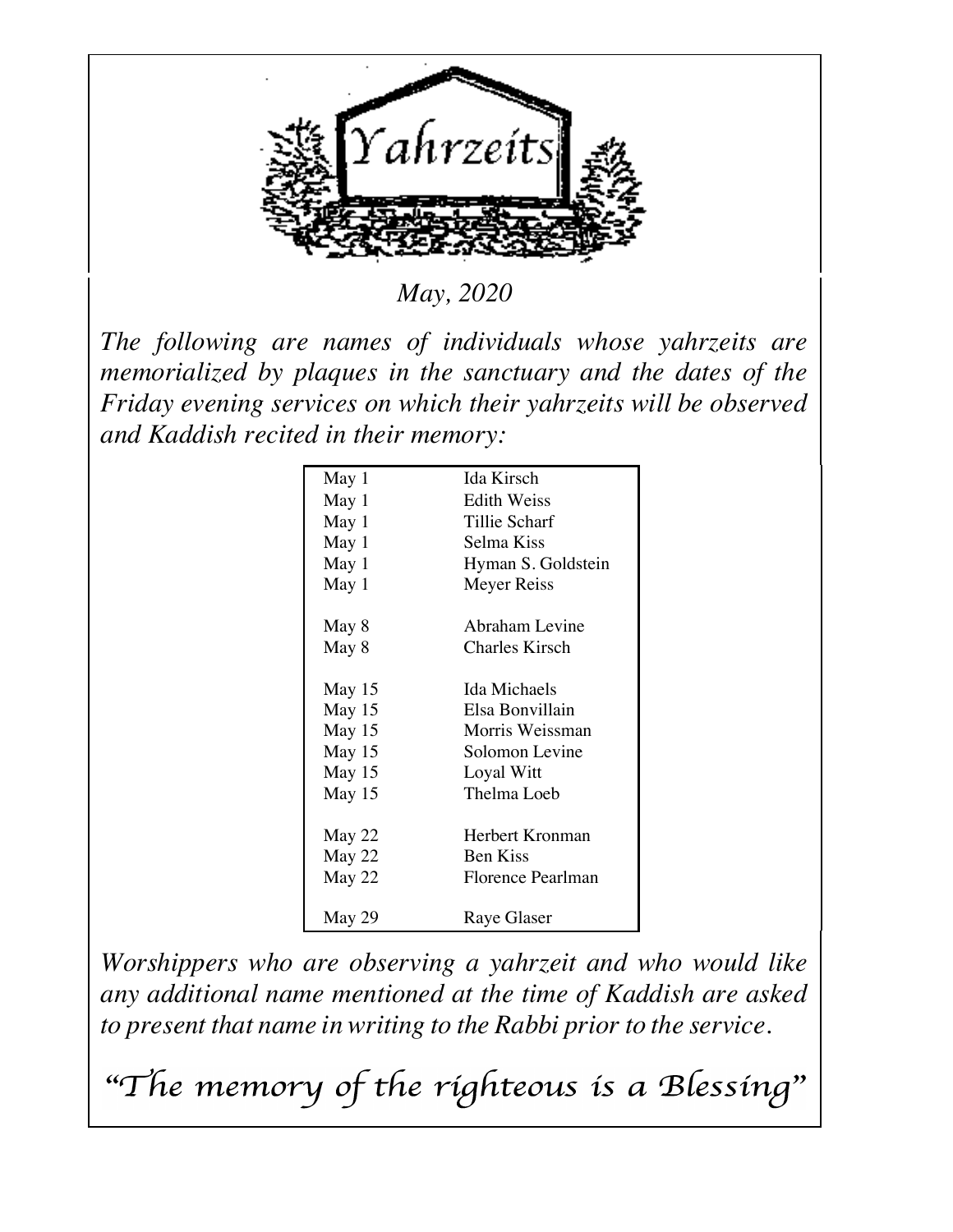# Yahrzeits

*May, 2020*

*The following are names of individuals whose yahrzeits are memorialized by plaques in the sanctuary and the dates of the Friday evening services on which their yahrzeits will be observed and Kaddish recited in their memory:*

| Date | Name |
|---|---|
| May 1 | Ida Kirsch |
| May 1 | Edith Weiss |
| May 1 | Tillie Scharf |
| May 1 | Selma Kiss |
| May 1 | Hyman S. Goldstein |
| May 1 | Meyer Reiss |
| May 8 | Abraham Levine |
| May 8 | Charles Kirsch |
| May 15 | Ida Michaels |
| May 15 | Elsa Bonvillain |
| May 15 | Morris Weissman |
| May 15 | Solomon Levine |
| May 15 | Loyal Witt |
| May 15 | Thelma Loeb |
| May 22 | Herbert Kronman |
| May 22 | Ben Kiss |
| May 22 | Florence Pearlman |
| May 29 | Raye Glaser |

*Worshippers who are observing a yahrzeit and who would like any additional name mentioned at the time of Kaddish are asked to present that name in writing to the Rabbi prior to the service.*

*"The memory of the righteous is a Blessing"*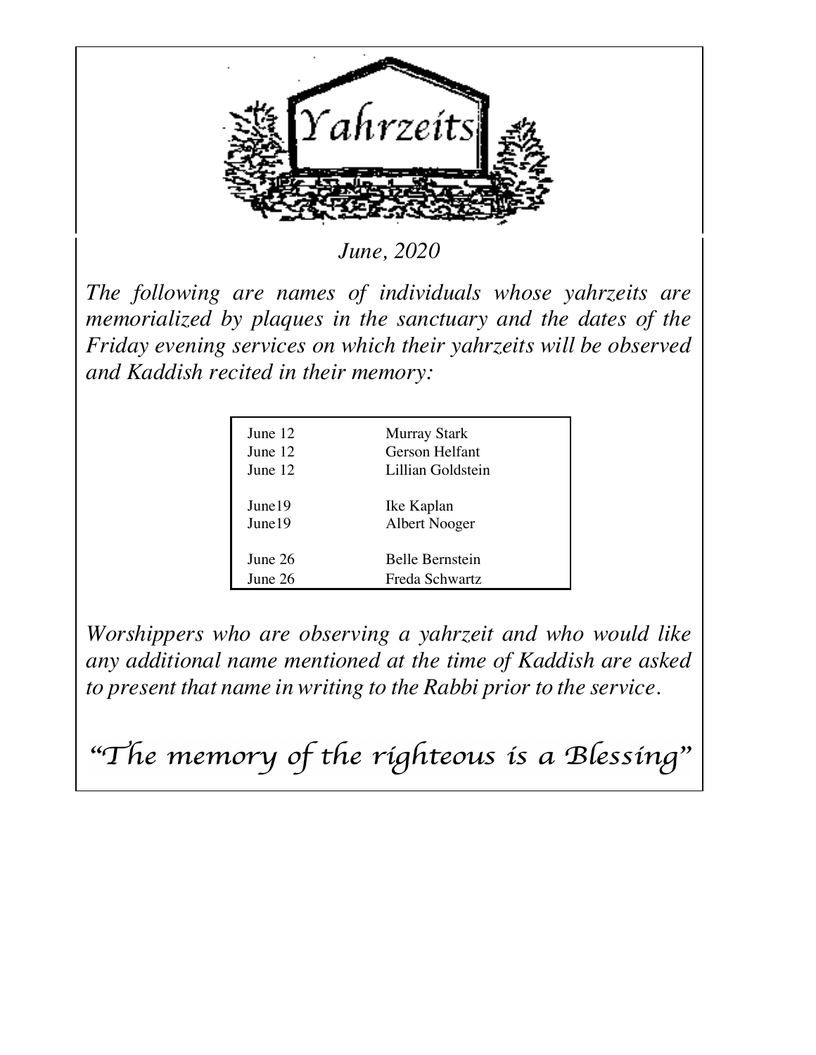# Yahrzeits

*June, 2020*

*The following are names of individuals whose yahrzeits are memorialized by plaques in the sanctuary and the dates of the Friday evening services on which their yahrzeits will be observed and Kaddish recited in their memory:*

| Date | Name |
|---|---|
| June 12 | Murray Stark |
| June 12 | Gerson Helfant |
| June 12 | Lillian Goldstein |
| June19 | Ike Kaplan |
| June19 | Albert Nooger |
| June 26 | Belle Bernstein |
| June 26 | Freda Schwartz |

*Worshippers who are observing a yahrzeit and who would like any additional name mentioned at the time of Kaddish are asked to present that name in writing to the Rabbi prior to the service.*

*"The memory of the righteous is a Blessing"*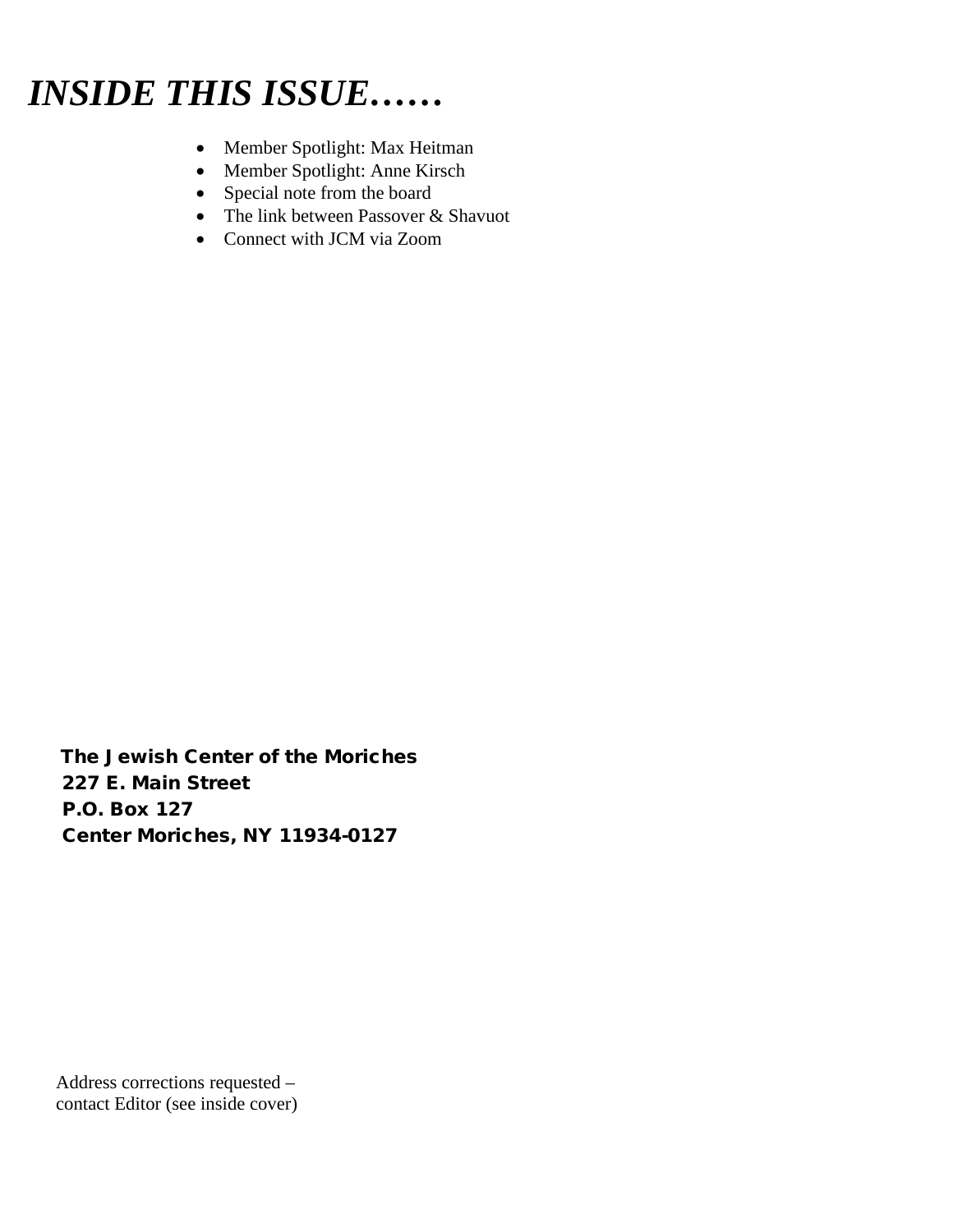# *INSIDE THIS ISSUE……*

- Member Spotlight: Max Heitman
- Member Spotlight: Anne Kirsch
- Special note from the board
- The link between Passover & Shavuot
- Connect with JCM via Zoom

**The Jewish Center of the Moriches**
**227 E. Main Street**
**P.O. Box 127**
**Center Moriches, NY 11934-0127**

Address corrections requested –
contact Editor (see inside cover)